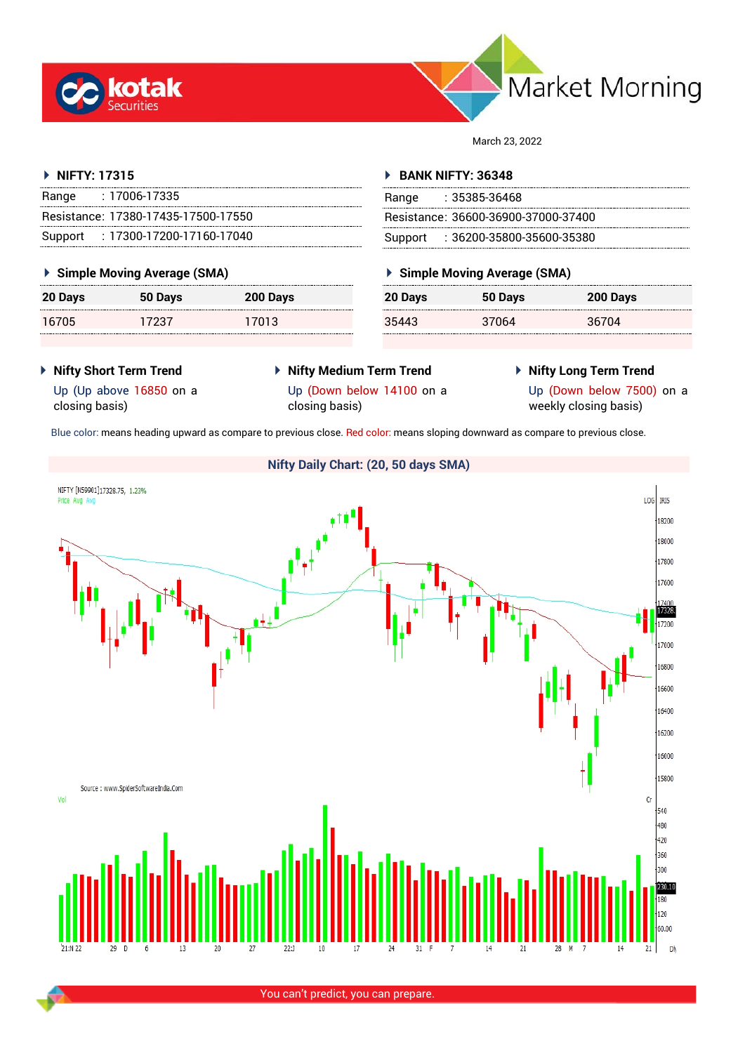# Market Morning

March 23, 2022

## NIFTY: 17315

| | |
|---|---|
| Range | : 17006-17335 |
| Resistance: | 17380-17435-17500-17550 |
| Support | : 17300-17200-17160-17040 |

### Simple Moving Average (SMA)

| 20 Days | 50 Days | 200 Days |
|---|---|---|
| 16705 | 17237 | 17013 |

## BANK NIFTY: 36348

| | |
|---|---|
| Range | : 35385-36468 |
| Resistance: | 36600-36900-37000-37400 |
| Support | : 36200-35800-35600-35380 |

### Simple Moving Average (SMA)

| 20 Days | 50 Days | 200 Days |
|---|---|---|
| 35443 | 37064 | 36704 |

### Nifty Short Term Trend

Up (Up above 16850 on a closing basis)

### Nifty Medium Term Trend

Up (Down below 14100 on a closing basis)

### Nifty Long Term Trend

Up (Down below 7500) on a weekly closing basis)

Blue color: means heading upward as compare to previous close. Red color: means sloping downward as compare to previous close.

### Nifty Daily Chart: (20, 50 days SMA)

You can't predict, you can prepare.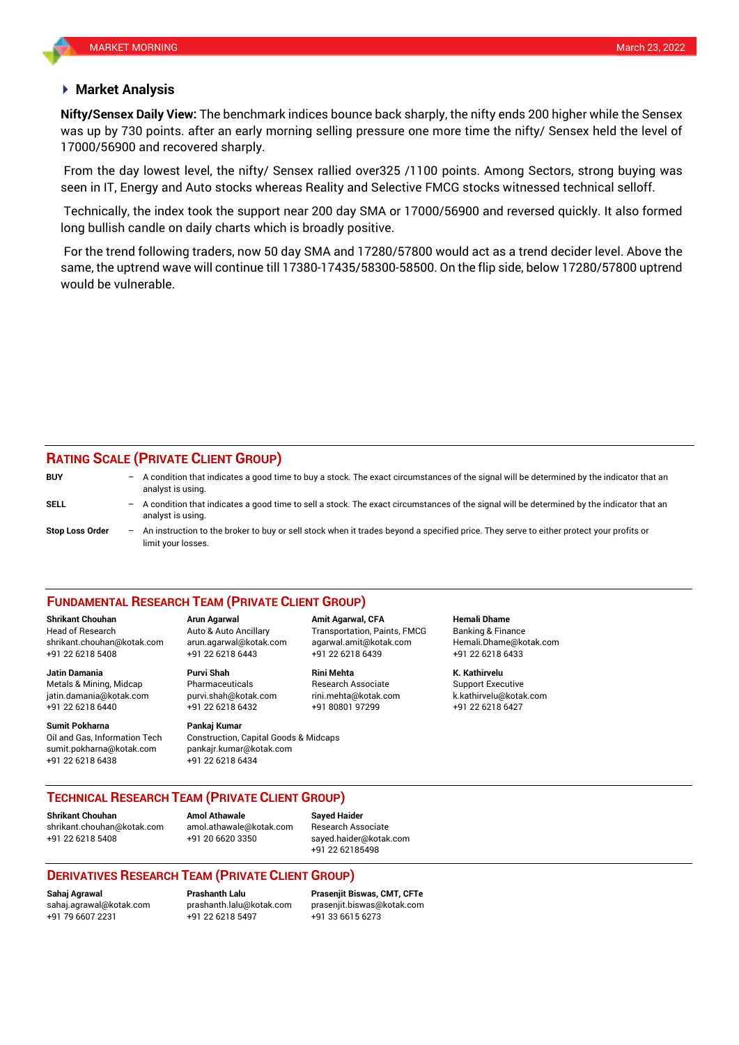## Market Analysis

**Nifty/Sensex Daily View:** The benchmark indices bounce back sharply, the nifty ends 200 higher while the Sensex was up by 730 points. after an early morning selling pressure one more time the nifty/ Sensex held the level of 17000/56900 and recovered sharply.

From the day lowest level, the nifty/ Sensex rallied over325 /1100 points. Among Sectors, strong buying was seen in IT, Energy and Auto stocks whereas Reality and Selective FMCG stocks witnessed technical selloff.

Technically, the index took the support near 200 day SMA or 17000/56900 and reversed quickly. It also formed long bullish candle on daily charts which is broadly positive.

For the trend following traders, now 50 day SMA and 17280/57800 would act as a trend decider level. Above the same, the uptrend wave will continue till 17380-17435/58300-58500. On the flip side, below 17280/57800 uptrend would be vulnerable.

## RATING SCALE (PRIVATE CLIENT GROUP)

**BUY** – A condition that indicates a good time to buy a stock. The exact circumstances of the signal will be determined by the indicator that an analyst is using.

**SELL** – A condition that indicates a good time to sell a stock. The exact circumstances of the signal will be determined by the indicator that an analyst is using.

**Stop Loss Order** – An instruction to the broker to buy or sell stock when it trades beyond a specified price. They serve to either protect your profits or limit your losses.

## FUNDAMENTAL RESEARCH TEAM (PRIVATE CLIENT GROUP)

**Shrikant Chouhan**
Head of Research
shrikant.chouhan@kotak.com
+91 22 6218 5408

**Arun Agarwal**
Auto & Auto Ancillary
arun.agarwal@kotak.com
+91 22 6218 6443

**Amit Agarwal, CFA**
Transportation, Paints, FMCG
agarwal.amit@kotak.com
+91 22 6218 6439

**Hemali Dhame**
Banking & Finance
Hemali.Dhame@kotak.com
+91 22 6218 6433

**Jatin Damania**
Metals & Mining, Midcap
jatin.damania@kotak.com
+91 22 6218 6440

**Purvi Shah**
Pharmaceuticals
purvi.shah@kotak.com
+91 22 6218 6432

**Rini Mehta**
Research Associate
rini.mehta@kotak.com
+91 80801 97299

**K. Kathirvelu**
Support Executive
k.kathirvelu@kotak.com
+91 22 6218 6427

**Sumit Pokharna**
Oil and Gas, Information Tech
sumit.pokharna@kotak.com
+91 22 6218 6438

**Pankaj Kumar**
Construction, Capital Goods & Midcaps
pankajr.kumar@kotak.com
+91 22 6218 6434

## TECHNICAL RESEARCH TEAM (PRIVATE CLIENT GROUP)

**Shrikant Chouhan**
shrikant.chouhan@kotak.com
+91 22 6218 5408

**Amol Athawale**
amol.athawale@kotak.com
+91 20 6620 3350

**Sayed Haider**
Research Associate
sayed.haider@kotak.com
+91 22 62185498

## DERIVATIVES RESEARCH TEAM (PRIVATE CLIENT GROUP)

**Sahaj Agrawal**
sahaj.agrawal@kotak.com
+91 79 6607 2231

**Prashanth Lalu**
prashanth.lalu@kotak.com
+91 22 6218 5497

**Prasenjit Biswas, CMT, CFTe**
prasenjit.biswas@kotak.com
+91 33 6615 6273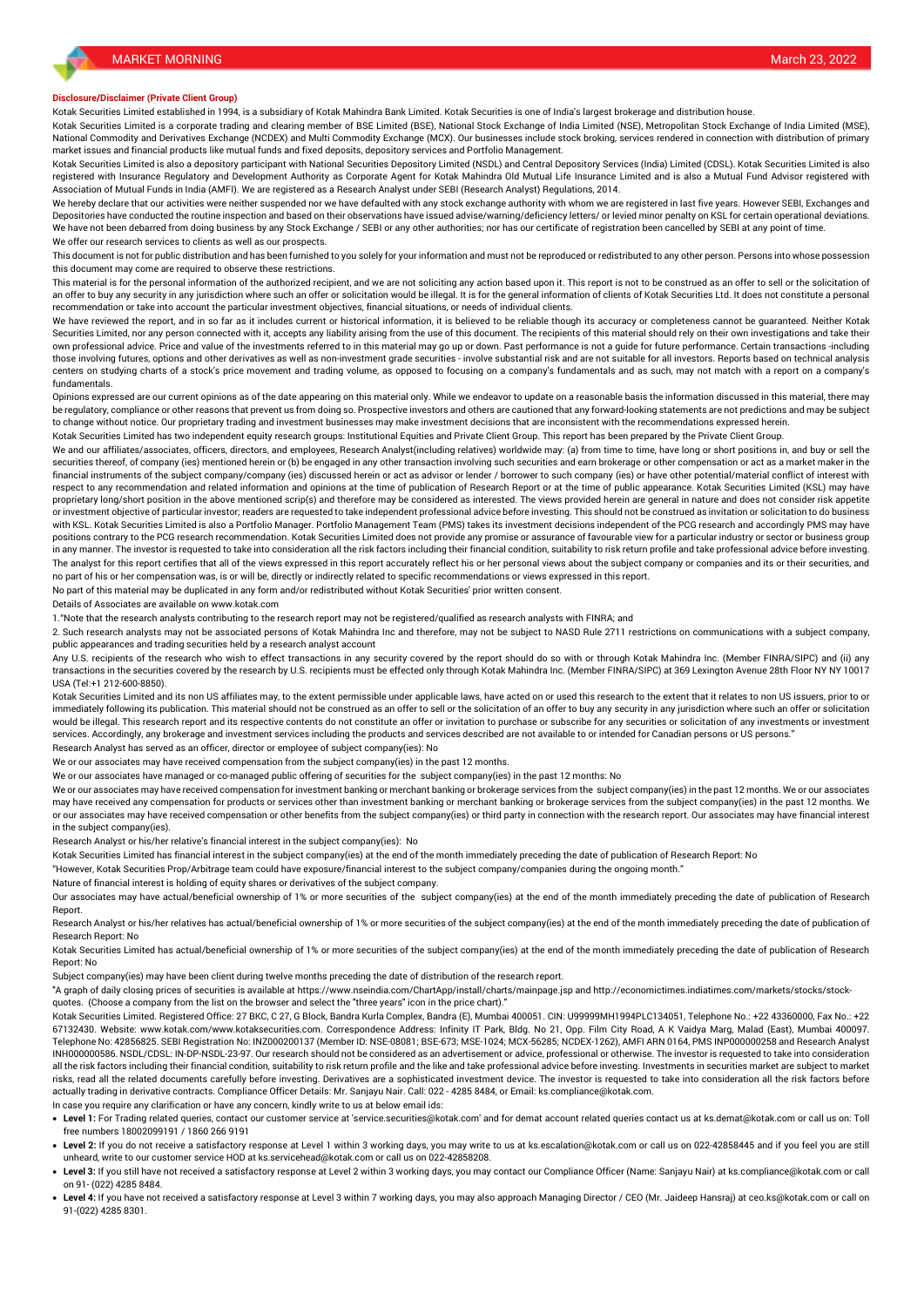**Disclosure/Disclaimer (Private Client Group)**

Kotak Securities Limited established in 1994, is a subsidiary of Kotak Mahindra Bank Limited. Kotak Securities is one of India's largest brokerage and distribution house.

Kotak Securities Limited is a corporate trading and clearing member of BSE Limited (BSE), National Stock Exchange of India Limited (NSE), Metropolitan Stock Exchange of India Limited (MSE), National Commodity and Derivatives Exchange (NCDEX) and Multi Commodity Exchange (MCX). Our businesses include stock broking, services rendered in connection with distribution of primary market issues and financial products like mutual funds and fixed deposits, depository services and Portfolio Management.

Kotak Securities Limited is also a depository participant with National Securities Depository Limited (NSDL) and Central Depository Services (India) Limited (CDSL). Kotak Securities Limited is also registered with Insurance Regulatory and Development Authority as Corporate Agent for Kotak Mahindra Old Mutual Life Insurance Limited and is also a Mutual Fund Advisor registered with Association of Mutual Funds in India (AMFI). We are registered as a Research Analyst under SEBI (Research Analyst) Regulations, 2014.

We hereby declare that our activities were neither suspended nor we have defaulted with any stock exchange authority with whom we are registered in last five years. However SEBI, Exchanges and Depositories have conducted the routine inspection and based on their observations have issued advise/warning/deficiency letters/ or levied minor penalty on KSL for certain operational deviations. We have not been debarred from doing business by any Stock Exchange / SEBI or any other authorities; nor has our certificate of registration been cancelled by SEBI at any point of time.

We offer our research services to clients as well as our prospects.

This document is not for public distribution and has been furnished to you solely for your information and must not be reproduced or redistributed to any other person. Persons into whose possession this document may come are required to observe these restrictions.

This material is for the personal information of the authorized recipient, and we are not soliciting any action based upon it. This report is not to be construed as an offer to sell or the solicitation of an offer to buy any security in any jurisdiction where such an offer or solicitation would be illegal. It is for the general information of clients of Kotak Securities Ltd. It does not constitute a personal recommendation or take into account the particular investment objectives, financial situations, or needs of individual clients.

We have reviewed the report, and in so far as it includes current or historical information, it is believed to be reliable though its accuracy or completeness cannot be guaranteed. Neither Kotak Securities Limited, nor any person connected with it, accepts any liability arising from the use of this document. The recipients of this material should rely on their own investigations and take their own professional advice. Price and value of the investments referred to in this material may go up or down. Past performance is not a guide for future performance. Certain transactions -including those involving futures, options and other derivatives as well as non-investment grade securities - involve substantial risk and are not suitable for all investors. Reports based on technical analysis centers on studying charts of a stock's price movement and trading volume, as opposed to focusing on a company's fundamentals and as such, may not match with a report on a company's fundamentals.

Opinions expressed are our current opinions as of the date appearing on this material only. While we endeavor to update on a reasonable basis the information discussed in this material, there may be regulatory, compliance or other reasons that prevent us from doing so. Prospective investors and others are cautioned that any forward-looking statements are not predictions and may be subject to change without notice. Our proprietary trading and investment businesses may make investment decisions that are inconsistent with the recommendations expressed herein.

Kotak Securities Limited has two independent equity research groups: Institutional Equities and Private Client Group. This report has been prepared by the Private Client Group.

We and our affiliates/associates, officers, directors, and employees, Research Analyst(including relatives) worldwide may: (a) from time to time, have long or short positions in, and buy or sell the securities thereof, of company (ies) mentioned herein or (b) be engaged in any other transaction involving such securities and earn brokerage or other compensation or act as a market maker in the financial instruments of the subject company/company (ies) discussed herein or act as advisor or lender / borrower to such company (ies) or have other potential/material conflict of interest with respect to any recommendation and related information and opinions at the time of publication of Research Report or at the time of public appearance. Kotak Securities Limited (KSL) may have proprietary long/short position in the above mentioned scrip(s) and therefore may be considered as interested. The views provided herein are general in nature and does not consider risk appetite or investment objective of particular investor; readers are requested to take independent professional advice before investing. This should not be construed as invitation or solicitation to do business with KSL. Kotak Securities Limited is also a Portfolio Manager. Portfolio Management Team (PMS) takes its investment decisions independent of the PCG research and accordingly PMS may have positions contrary to the PCG research recommendation. Kotak Securities Limited does not provide any promise or assurance of favourable view for a particular industry or sector or business group in any manner. The investor is requested to take into consideration all the risk factors including their financial condition, suitability to risk return profile and take professional advice before investing.

The analyst for this report certifies that all of the views expressed in this report accurately reflect his or her personal views about the subject company or companies and its or their securities, and no part of his or her compensation was, is or will be, directly or indirectly related to specific recommendations or views expressed in this report.

No part of this material may be duplicated in any form and/or redistributed without Kotak Securities' prior written consent.

Details of Associates are available on www.kotak.com

1."Note that the research analysts contributing to the research report may not be registered/qualified as research analysts with FINRA; and

2. Such research analysts may not be associated persons of Kotak Mahindra Inc and therefore, may not be subject to NASD Rule 2711 restrictions on communications with a subject company, public appearances and trading securities held by a research analyst account

Any U.S. recipients of the research who wish to effect transactions in any security covered by the report should do so with or through Kotak Mahindra Inc. (Member FINRA/SIPC) and (ii) any transactions in the securities covered by the research by U.S. recipients must be effected only through Kotak Mahindra Inc. (Member FINRA/SIPC) at 369 Lexington Avenue 28th Floor NY NY 10017 USA (Tel:+1 212-600-8850).

Kotak Securities Limited and its non US affiliates may, to the extent permissible under applicable laws, have acted on or used this research to the extent that it relates to non US issuers, prior to or immediately following its publication. This material should not be construed as an offer to sell or the solicitation of an offer to buy any security in any jurisdiction where such an offer or solicitation would be illegal. This research report and its respective contents do not constitute an offer or invitation to purchase or subscribe for any securities or solicitation of any investments or investment services. Accordingly, any brokerage and investment services including the products and services described are not available to or intended for Canadian persons or US persons."

Research Analyst has served as an officer, director or employee of subject company(ies): No

We or our associates may have received compensation from the subject company(ies) in the past 12 months.

We or our associates have managed or co-managed public offering of securities for the subject company(ies) in the past 12 months: No

We or our associates may have received compensation for investment banking or merchant banking or brokerage services from the subject company(ies) in the past 12 months. We or our associates may have received any compensation for products or services other than investment banking or merchant banking or brokerage services from the subject company(ies) in the past 12 months. We or our associates may have received compensation or other benefits from the subject company(ies) or third party in connection with the research report. Our associates may have financial interest in the subject company(ies).

Research Analyst or his/her relative's financial interest in the subject company(ies): No

Kotak Securities Limited has financial interest in the subject company(ies) at the end of the month immediately preceding the date of publication of Research Report: No

"However, Kotak Securities Prop/Arbitrage team could have exposure/financial interest to the subject company/companies during the ongoing month."

Nature of financial interest is holding of equity shares or derivatives of the subject company.

Our associates may have actual/beneficial ownership of 1% or more securities of the subject company(ies) at the end of the month immediately preceding the date of publication of Research Report.

Research Analyst or his/her relatives has actual/beneficial ownership of 1% or more securities of the subject company(ies) at the end of the month immediately preceding the date of publication of Research Report: No

Kotak Securities Limited has actual/beneficial ownership of 1% or more securities of the subject company(ies) at the end of the month immediately preceding the date of publication of Research Report: No

Subject company(ies) may have been client during twelve months preceding the date of distribution of the research report.

"A graph of daily closing prices of securities is available at https://www.nseindia.com/ChartApp/install/charts/mainpage.jsp and http://economictimes.indiatimes.com/markets/stocks/stock-quotes. (Choose a company from the list on the browser and select the "three years" icon in the price chart)."

Kotak Securities Limited. Registered Office: 27 BKC, C 27, G Block, Bandra Kurla Complex, Bandra (E), Mumbai 400051. CIN: U99999MH1994PLC134051, Telephone No.: +22 43360000, Fax No.: +22 67132430. Website: www.kotak.com/www.kotaksecurities.com. Correspondence Address: Infinity IT Park, Bldg. No 21, Opp. Film City Road, A K Vaidya Marg, Malad (East), Mumbai 400097. Telephone No: 42856825. SEBI Registration No: INZ000200137 (Member ID: NSE-08081; BSE-673; MSE-1024; MCX-56285; NCDEX-1262), AMFI ARN 0164, PMS INP000000258 and Research Analyst INH000000586. NSDL/CDSL: IN-DP-NSDL-23-97. Our research should not be considered as an advertisement or advice, professional or otherwise. The investor is requested to take into consideration all the risk factors including their financial condition, suitability to risk return profile and the like and take professional advice before investing. Investments in securities market are subject to market risks, read all the related documents carefully before investing. Derivatives are a sophisticated investment device. The investor is requested to take into consideration all the risk factors before actually trading in derivative contracts. Compliance Officer Details: Mr. Sanjayu Nair. Call: 022 - 4285 8484, or Email: ks.compliance@kotak.com.

In case you require any clarification or have any concern, kindly write to us at below email ids:

- **Level 1:** For Trading related queries, contact our customer service at 'service.securities@kotak.com' and for demat account related queries contact us at ks.demat@kotak.com or call us on: Toll free numbers 18002099191 / 1860 266 9191
- **Level 2:** If you do not receive a satisfactory response at Level 1 within 3 working days, you may write to us at ks.escalation@kotak.com or call us on 022-42858445 and if you feel you are still unheard, write to our customer service HOD at ks.servicehead@kotak.com or call us on 022-42858208.
- **Level 3:** If you still have not received a satisfactory response at Level 2 within 3 working days, you may contact our Compliance Officer (Name: Sanjayu Nair) at ks.compliance@kotak.com or call on 91- (022) 4285 8484.
- **Level 4:** If you have not received a satisfactory response at Level 3 within 7 working days, you may also approach Managing Director / CEO (Mr. Jaideep Hansraj) at ceo.ks@kotak.com or call on 91-(022) 4285 8301.